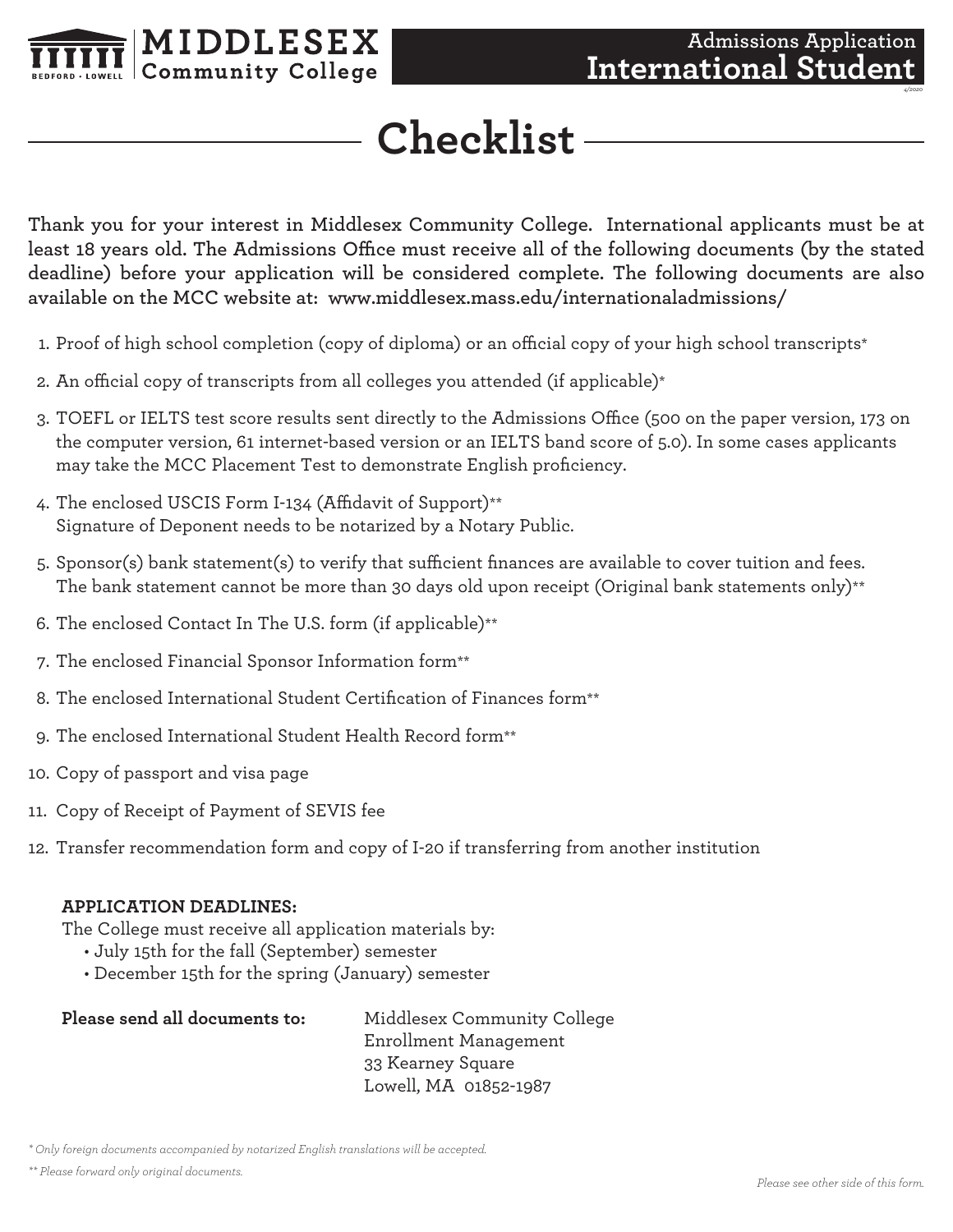**MIDDLESEX Community College**
BEDFORD • LOWELL

Admissions Application
**International Student**
4/2020

# Checklist

**Thank you for your interest in Middlesex Community College. International applicants must be at least 18 years old. The Admissions Office must receive all of the following documents (by the stated deadline) before your application will be considered complete. The following documents are also available on the MCC website at: www.middlesex.mass.edu/internationaladmissions/**

1. Proof of high school completion (copy of diploma) or an official copy of your high school transcripts*
2. An official copy of transcripts from all colleges you attended (if applicable)*
3. TOEFL or IELTS test score results sent directly to the Admissions Office (500 on the paper version, 173 on the computer version, 61 internet-based version or an IELTS band score of 5.0). In some cases applicants may take the MCC Placement Test to demonstrate English proficiency.
4. The enclosed USCIS Form I-134 (Affidavit of Support)**
   Signature of Deponent needs to be notarized by a Notary Public.
5. Sponsor(s) bank statement(s) to verify that sufficient finances are available to cover tuition and fees. The bank statement cannot be more than 30 days old upon receipt (Original bank statements only)**
6. The enclosed Contact In The U.S. form (if applicable)**
7. The enclosed Financial Sponsor Information form**
8. The enclosed International Student Certification of Finances form**
9. The enclosed International Student Health Record form**
10. Copy of passport and visa page
11. Copy of Receipt of Payment of SEVIS fee
12. Transfer recommendation form and copy of I-20 if transferring from another institution

**APPLICATION DEADLINES:**

The College must receive all application materials by:

- July 15th for the fall (September) semester
- December 15th for the spring (January) semester

**Please send all documents to:**

Middlesex Community College
Enrollment Management
33 Kearney Square
Lowell, MA 01852-1987

*\* Only foreign documents accompanied by notarized English translations will be accepted.*

*\*\* Please forward only original documents.*

*Please see other side of this form.*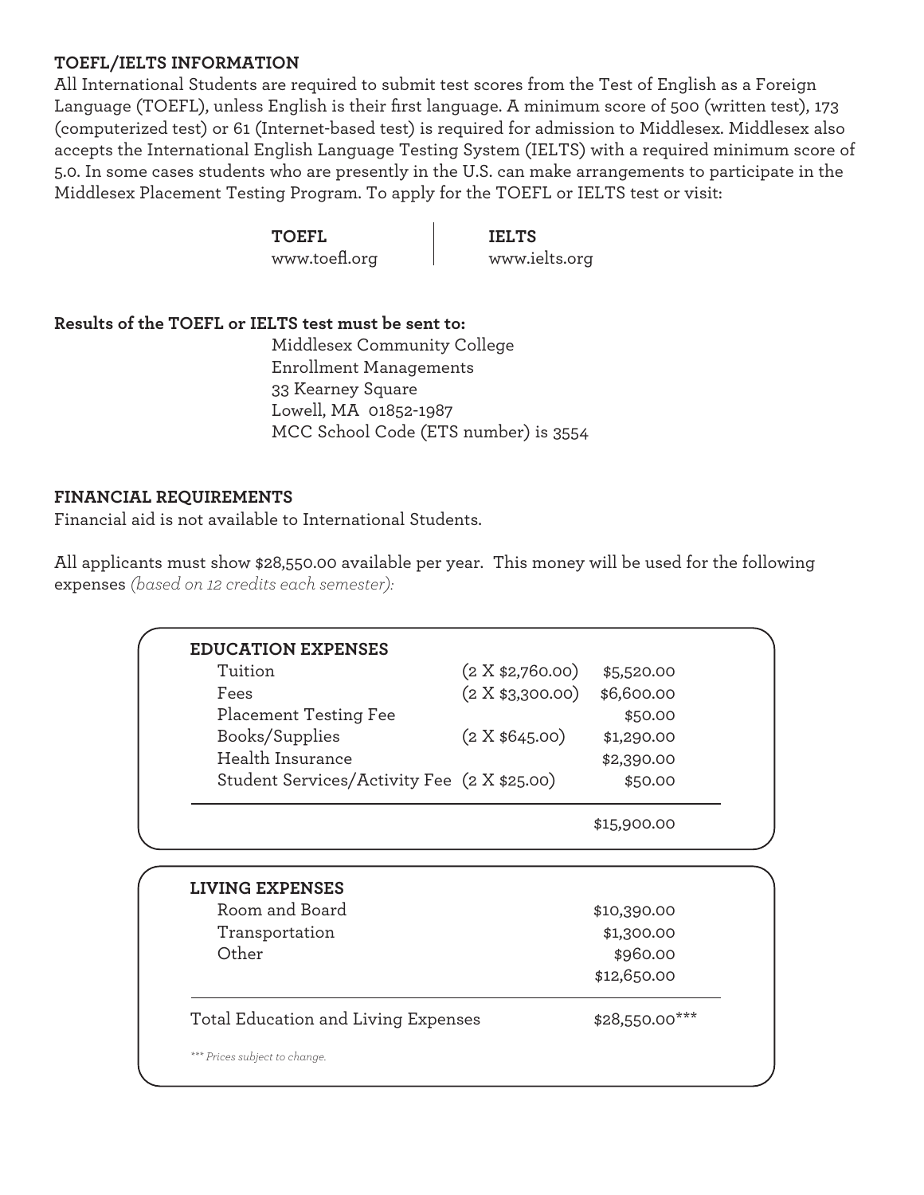## TOEFL/IELTS INFORMATION

All International Students are required to submit test scores from the Test of English as a Foreign Language (TOEFL), unless English is their first language. A minimum score of 500 (written test), 173 (computerized test) or 61 (Internet-based test) is required for admission to Middlesex. Middlesex also accepts the International English Language Testing System (IELTS) with a required minimum score of 5.0. In some cases students who are presently in the U.S. can make arrangements to participate in the Middlesex Placement Testing Program. To apply for the TOEFL or IELTS test or visit:

| TOEFL | IELTS |
|---|---|
| www.toefl.org | www.ielts.org |

**Results of the TOEFL or IELTS test must be sent to:**

Middlesex Community College
Enrollment Managements
33 Kearney Square
Lowell, MA 01852-1987
MCC School Code (ETS number) is 3554

## FINANCIAL REQUIREMENTS

Financial aid is not available to International Students.

All applicants must show $28,550.00 available per year. This money will be used for the following expenses *(based on 12 credits each semester):*

| EDUCATION EXPENSES | | |
|---|---|---|
| Tuition | (2 X $2,760.00) | $5,520.00 |
| Fees | (2 X $3,300.00) | $6,600.00 |
| Placement Testing Fee | | $50.00 |
| Books/Supplies | (2 X $645.00) | $1,290.00 |
| Health Insurance | | $2,390.00 |
| Student Services/Activity Fee | (2 X $25.00) | $50.00 |
| | | $15,900.00 |

| LIVING EXPENSES | |
|---|---|
| Room and Board | $10,390.00 |
| Transportation | $1,300.00 |
| Other | $960.00 |
| | $12,650.00 |
| Total Education and Living Expenses | $28,550.00*** |

*\*\*\* Prices subject to change.*